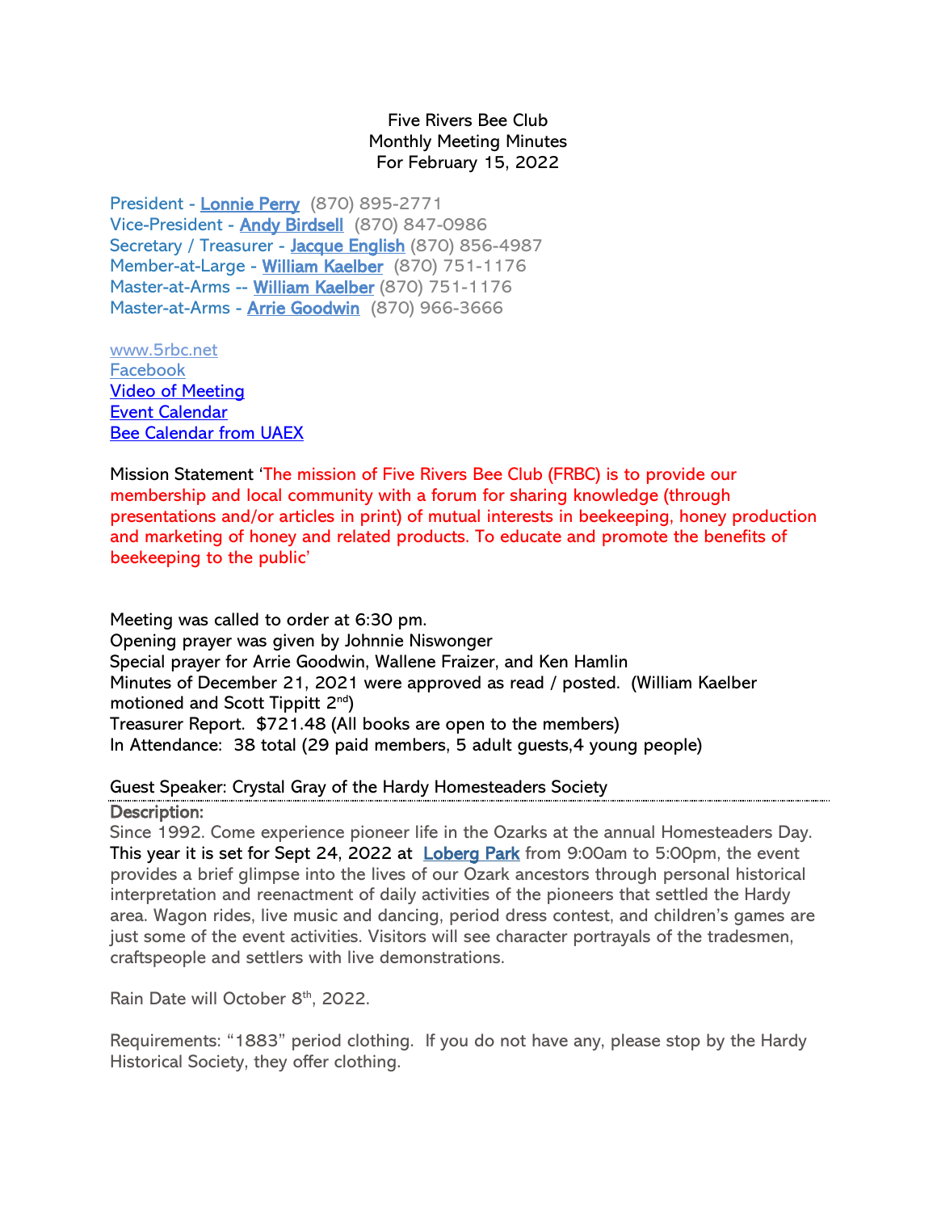Five Rivers Bee Club
Monthly Meeting Minutes
For February 15, 2022

President - Lonnie Perry (870) 895-2771
Vice-President - Andy Birdsell (870) 847-0986
Secretary / Treasurer - Jacque English (870) 856-4987
Member-at-Large - William Kaelber (870) 751-1176
Master-at-Arms -- William Kaelber (870) 751-1176
Master-at-Arms - Arrie Goodwin (870) 966-3666

www.5rbc.net
Facebook
Video of Meeting
Event Calendar
Bee Calendar from UAEX

Mission Statement 'The mission of Five Rivers Bee Club (FRBC) is to provide our membership and local community with a forum for sharing knowledge (through presentations and/or articles in print) of mutual interests in beekeeping, honey production and marketing of honey and related products. To educate and promote the benefits of beekeeping to the public'

Meeting was called to order at 6:30 pm.
Opening prayer was given by Johnnie Niswonger
Special prayer for Arrie Goodwin, Wallene Fraizer, and Ken Hamlin
Minutes of December 21, 2021 were approved as read / posted. (William Kaelber motioned and Scott Tippitt 2nd)
Treasurer Report. $721.48 (All books are open to the members)
In Attendance: 38 total (29 paid members, 5 adult guests,4 young people)

Guest Speaker: Crystal Gray of the Hardy Homesteaders Society

**Description:**
Since 1992. Come experience pioneer life in the Ozarks at the annual Homesteaders Day. This year it is set for Sept 24, 2022 at Loberg Park from 9:00am to 5:00pm, the event provides a brief glimpse into the lives of our Ozark ancestors through personal historical interpretation and reenactment of daily activities of the pioneers that settled the Hardy area. Wagon rides, live music and dancing, period dress contest, and children's games are just some of the event activities. Visitors will see character portrayals of the tradesmen, craftspeople and settlers with live demonstrations.

Rain Date will October 8th, 2022.

Requirements: "1883" period clothing. If you do not have any, please stop by the Hardy Historical Society, they offer clothing.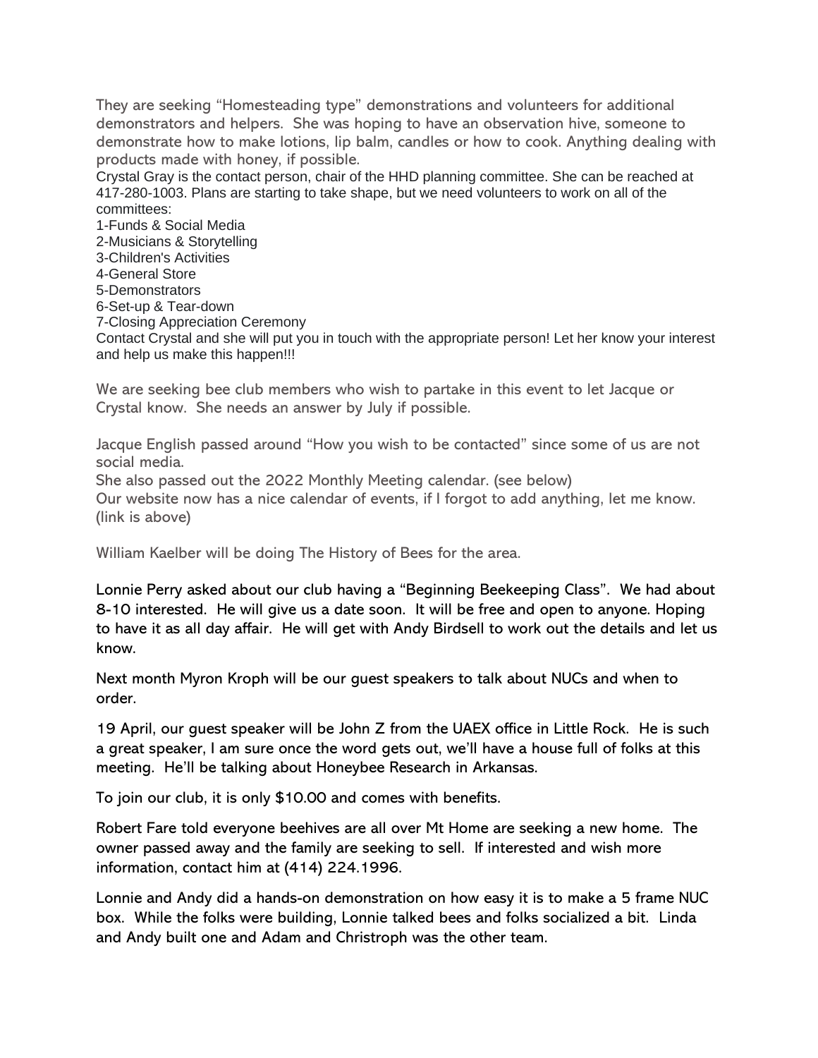They are seeking "Homesteading type" demonstrations and volunteers for additional demonstrators and helpers. She was hoping to have an observation hive, someone to demonstrate how to make lotions, lip balm, candles or how to cook. Anything dealing with products made with honey, if possible.

Crystal Gray is the contact person, chair of the HHD planning committee. She can be reached at 417-280-1003. Plans are starting to take shape, but we need volunteers to work on all of the committees:

1-Funds & Social Media
2-Musicians & Storytelling
3-Children's Activities
4-General Store
5-Demonstrators
6-Set-up & Tear-down
7-Closing Appreciation Ceremony

Contact Crystal and she will put you in touch with the appropriate person! Let her know your interest and help us make this happen!!!

We are seeking bee club members who wish to partake in this event to let Jacque or Crystal know. She needs an answer by July if possible.

Jacque English passed around "How you wish to be contacted" since some of us are not social media.
She also passed out the 2022 Monthly Meeting calendar. (see below)
Our website now has a nice calendar of events, if I forgot to add anything, let me know. (link is above)

William Kaelber will be doing The History of Bees for the area.

Lonnie Perry asked about our club having a "Beginning Beekeeping Class". We had about 8-10 interested. He will give us a date soon. It will be free and open to anyone. Hoping to have it as all day affair. He will get with Andy Birdsell to work out the details and let us know.

Next month Myron Kroph will be our guest speakers to talk about NUCs and when to order.

19 April, our guest speaker will be John Z from the UAEX office in Little Rock. He is such a great speaker, I am sure once the word gets out, we'll have a house full of folks at this meeting. He'll be talking about Honeybee Research in Arkansas.

To join our club, it is only $10.00 and comes with benefits.

Robert Fare told everyone beehives are all over Mt Home are seeking a new home. The owner passed away and the family are seeking to sell. If interested and wish more information, contact him at (414) 224.1996.

Lonnie and Andy did a hands-on demonstration on how easy it is to make a 5 frame NUC box. While the folks were building, Lonnie talked bees and folks socialized a bit. Linda and Andy built one and Adam and Christroph was the other team.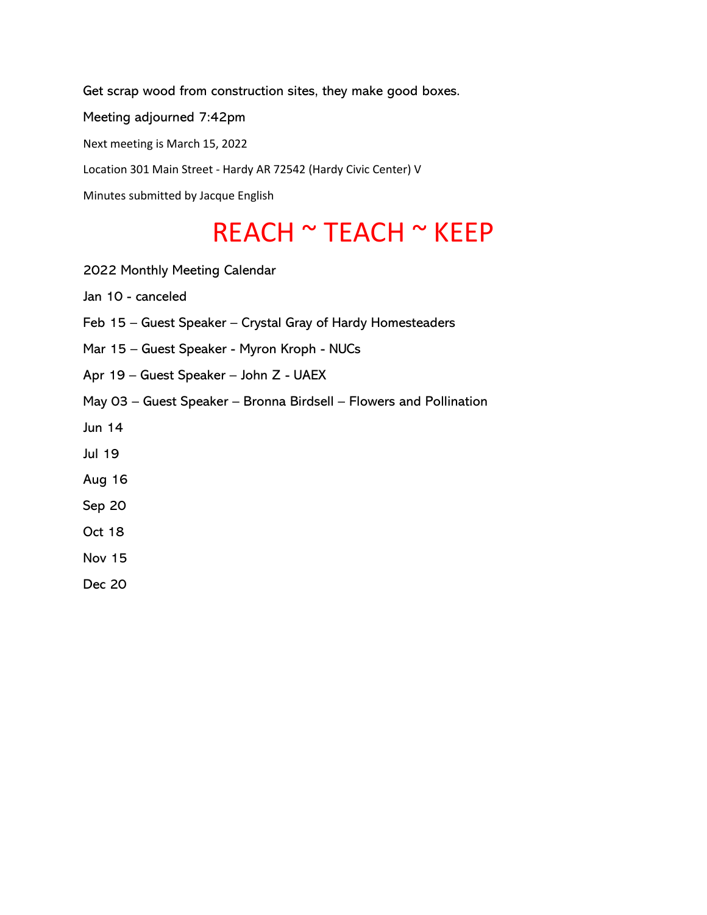Get scrap wood from construction sites, they make good boxes.

Meeting adjourned 7:42pm

Next meeting is March 15, 2022

Location 301 Main Street - Hardy AR 72542 (Hardy Civic Center) V

Minutes submitted by Jacque English

# REACH ~ TEACH ~ KEEP

2022 Monthly Meeting Calendar

Jan 10 - canceled

Feb 15 – Guest Speaker – Crystal Gray of Hardy Homesteaders

Mar 15 – Guest Speaker - Myron Kroph - NUCs

Apr 19 – Guest Speaker – John Z - UAEX

May 03 – Guest Speaker – Bronna Birdsell – Flowers and Pollination

Jun 14

Jul 19

Aug 16

Sep 20

Oct 18

Nov 15

Dec 20